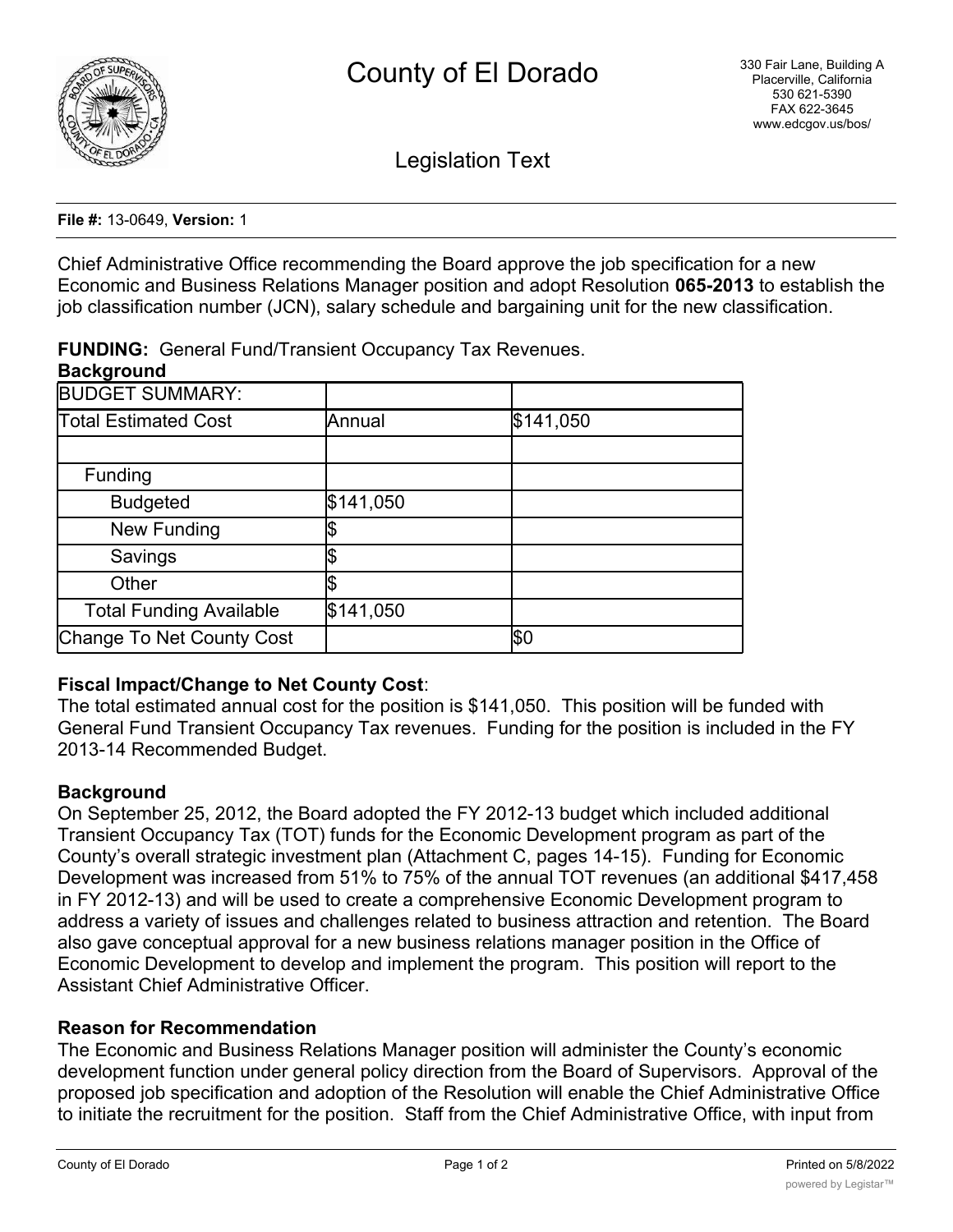# County of El Dorado

330 Fair Lane, Building A
Placerville, California
530 621-5390
FAX 622-3645
www.edcgov.us/bos/

## Legislation Text

**File #:** 13-0649, **Version:** 1

Chief Administrative Office recommending the Board approve the job specification for a new Economic and Business Relations Manager position and adopt Resolution **065-2013** to establish the job classification number (JCN), salary schedule and bargaining unit for the new classification.

**FUNDING:** General Fund/Transient Occupancy Tax Revenues.

**Background**

| BUDGET SUMMARY: | | |
|---|---|---|
| Total Estimated Cost | Annual | $141,050 |
| | | |
| Funding | | |
| Budgeted | $141,050 | |
| New Funding | $ | |
| Savings | $ | |
| Other | $ | |
| Total Funding Available | $141,050 | |
| Change To Net County Cost | | $0 |

**Fiscal Impact/Change to Net County Cost**:

The total estimated annual cost for the position is $141,050. This position will be funded with General Fund Transient Occupancy Tax revenues. Funding for the position is included in the FY 2013-14 Recommended Budget.

**Background**

On September 25, 2012, the Board adopted the FY 2012-13 budget which included additional Transient Occupancy Tax (TOT) funds for the Economic Development program as part of the County's overall strategic investment plan (Attachment C, pages 14-15). Funding for Economic Development was increased from 51% to 75% of the annual TOT revenues (an additional $417,458 in FY 2012-13) and will be used to create a comprehensive Economic Development program to address a variety of issues and challenges related to business attraction and retention. The Board also gave conceptual approval for a new business relations manager position in the Office of Economic Development to develop and implement the program. This position will report to the Assistant Chief Administrative Officer.

**Reason for Recommendation**

The Economic and Business Relations Manager position will administer the County's economic development function under general policy direction from the Board of Supervisors. Approval of the proposed job specification and adoption of the Resolution will enable the Chief Administrative Office to initiate the recruitment for the position. Staff from the Chief Administrative Office, with input from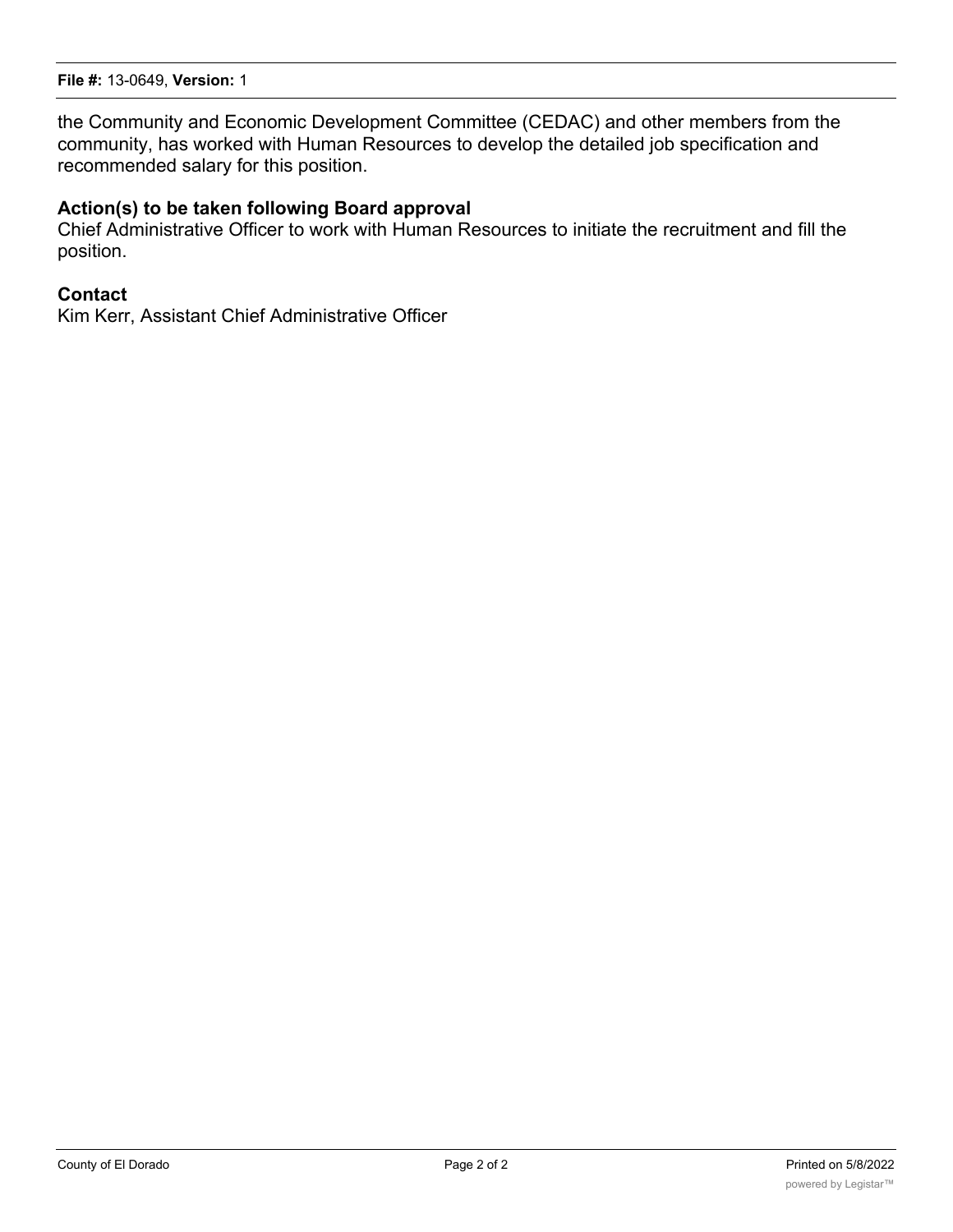the Community and Economic Development Committee (CEDAC) and other members from the community, has worked with Human Resources to develop the detailed job specification and recommended salary for this position.

**Action(s) to be taken following Board approval**
Chief Administrative Officer to work with Human Resources to initiate the recruitment and fill the position.

**Contact**
Kim Kerr, Assistant Chief Administrative Officer